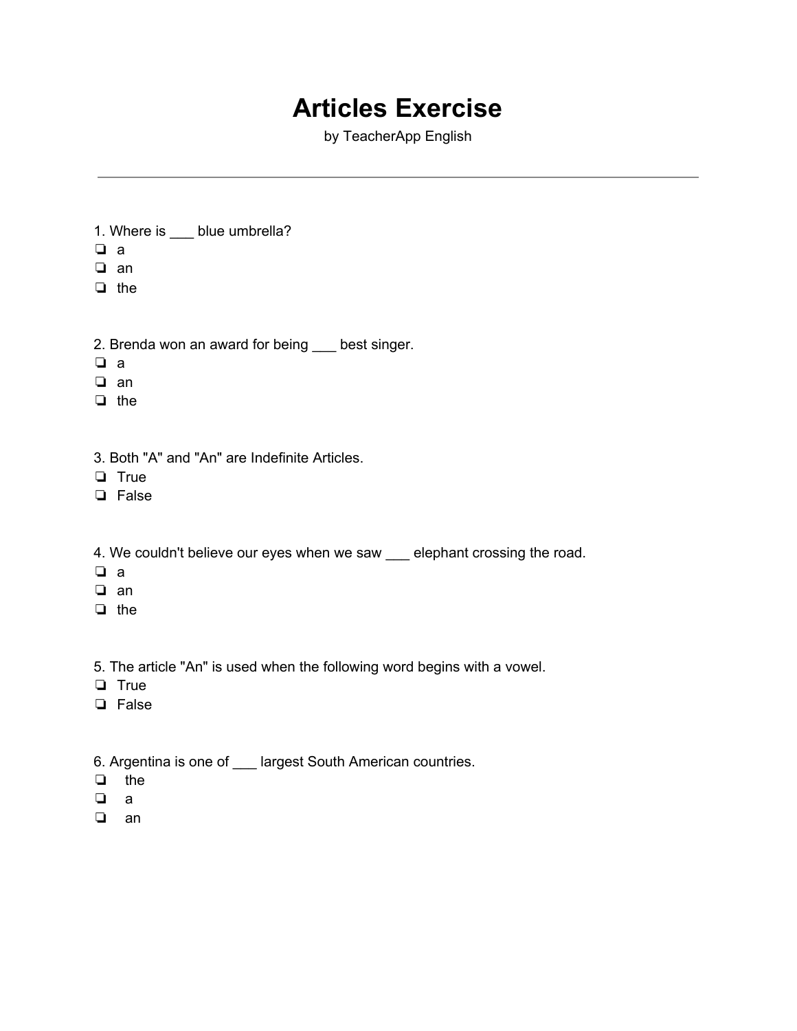# Articles Exercise

by TeacherApp English

---

1. Where is ___ blue umbrella?
- ❏ a
- ❏ an
- ❏ the

2. Brenda won an award for being ___ best singer.
- ❏ a
- ❏ an
- ❏ the

3. Both "A" and "An" are Indefinite Articles.
- ❏ True
- ❏ False

4. We couldn't believe our eyes when we saw ___ elephant crossing the road.
- ❏ a
- ❏ an
- ❏ the

5. The article "An" is used when the following word begins with a vowel.
- ❏ True
- ❏ False

6. Argentina is one of ___ largest South American countries.
- ❏ the
- ❏ a
- ❏ an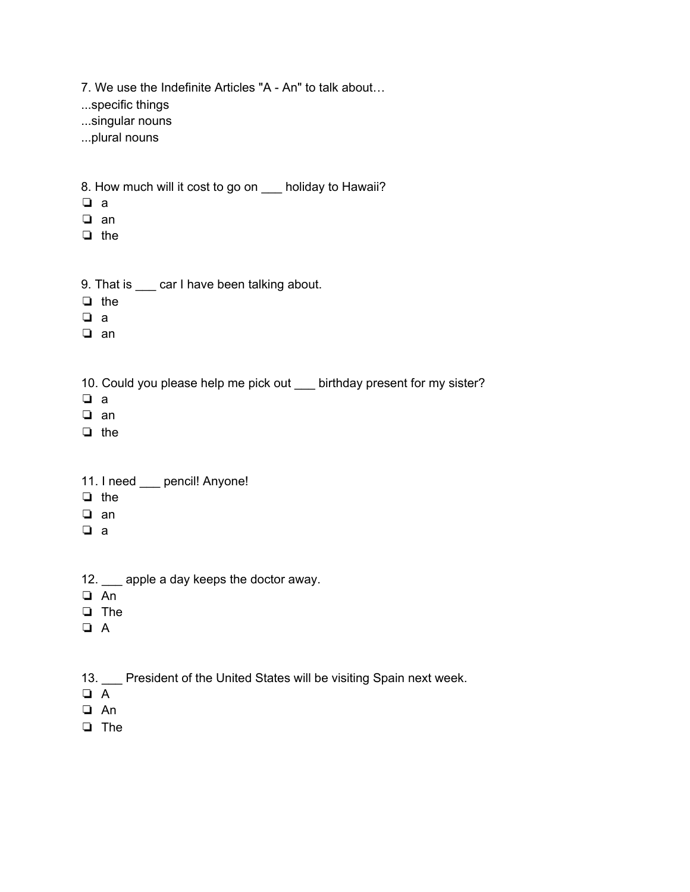7. We use the Indefinite Articles "A - An" to talk about…

...specific things

...singular nouns

...plural nouns

8. How much will it cost to go on ___ holiday to Hawaii?

- ❏ a
- ❏ an
- ❏ the

9. That is ___ car I have been talking about.

- ❏ the
- ❏ a
- ❏ an

10. Could you please help me pick out ___ birthday present for my sister?

- ❏ a
- ❏ an
- ❏ the

11. I need ___ pencil! Anyone!

- ❏ the
- ❏ an
- ❏ a

12. ___ apple a day keeps the doctor away.

- ❏ An
- ❏ The
- ❏ A

13. ___ President of the United States will be visiting Spain next week.

- ❏ A
- ❏ An
- ❏ The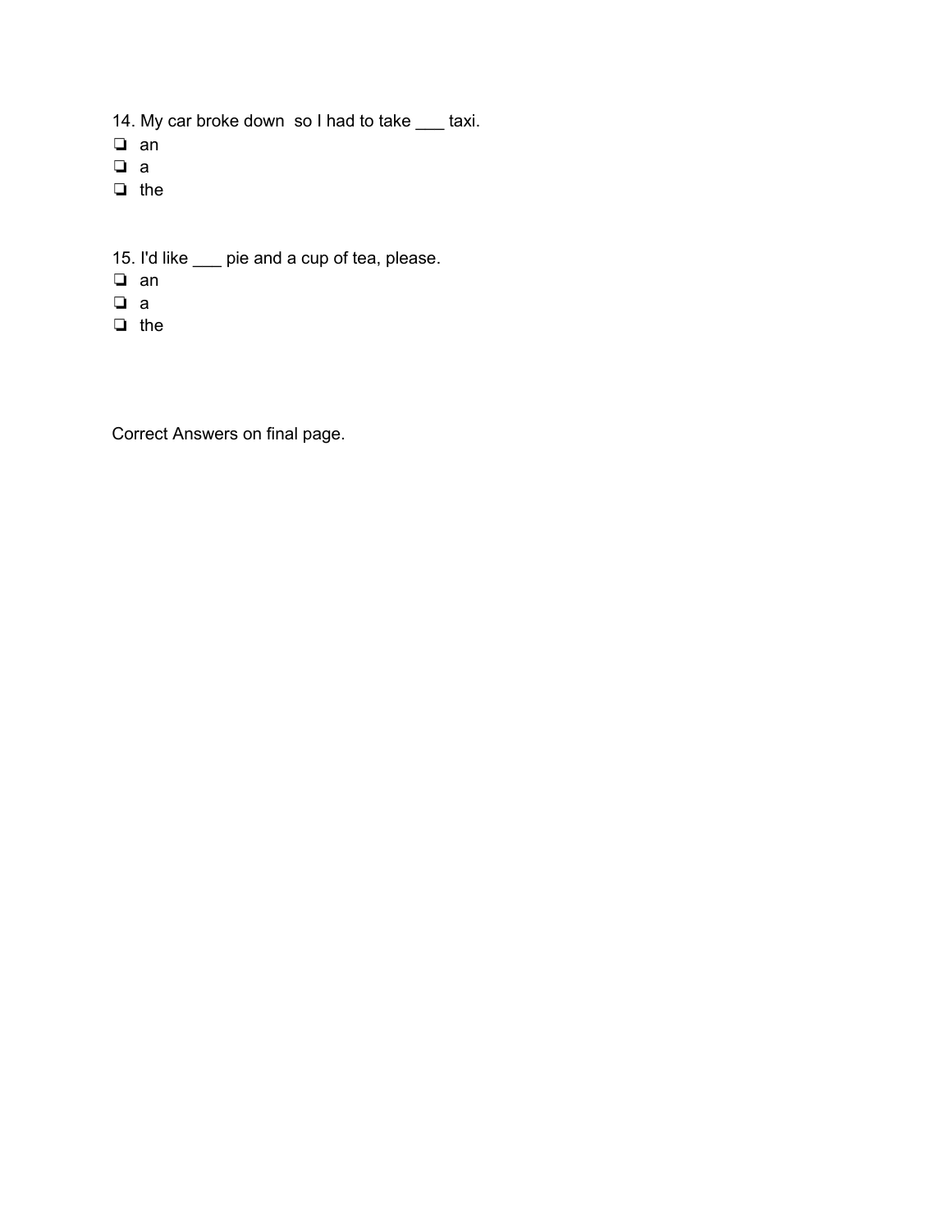14. My car broke down  so I had to take ___ taxi.

- ❏ an
- ❏ a
- ❏ the

15. I'd like ___ pie and a cup of tea, please.

- ❏ an
- ❏ a
- ❏ the

Correct Answers on final page.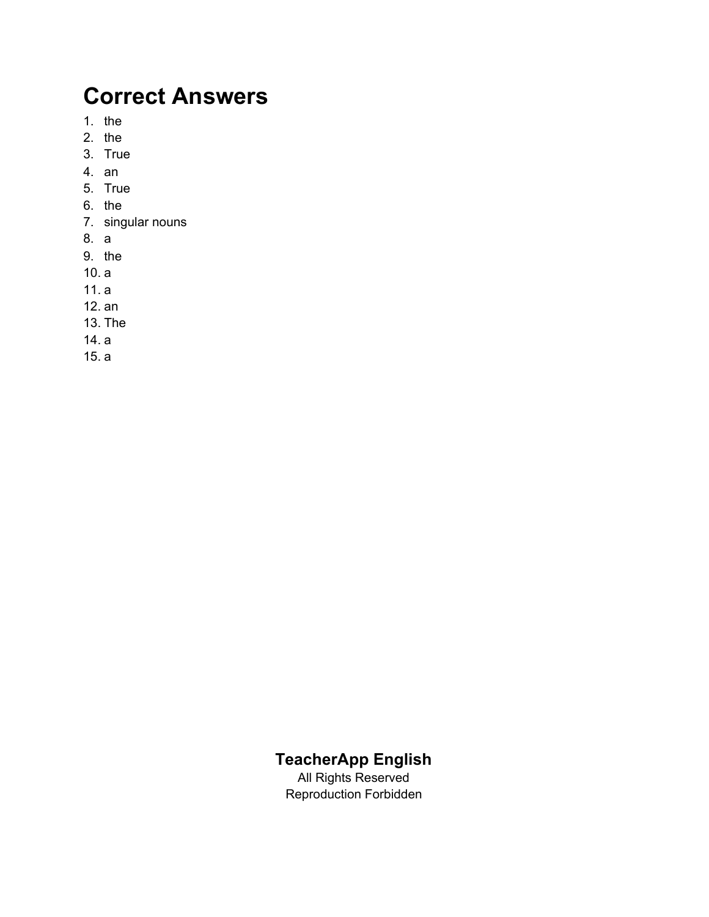# Correct Answers

1. the
2. the
3. True
4. an
5. True
6. the
7. singular nouns
8. a
9. the
10. a
11. a
12. an
13. The
14. a
15. a

**TeacherApp English**

All Rights Reserved

Reproduction Forbidden